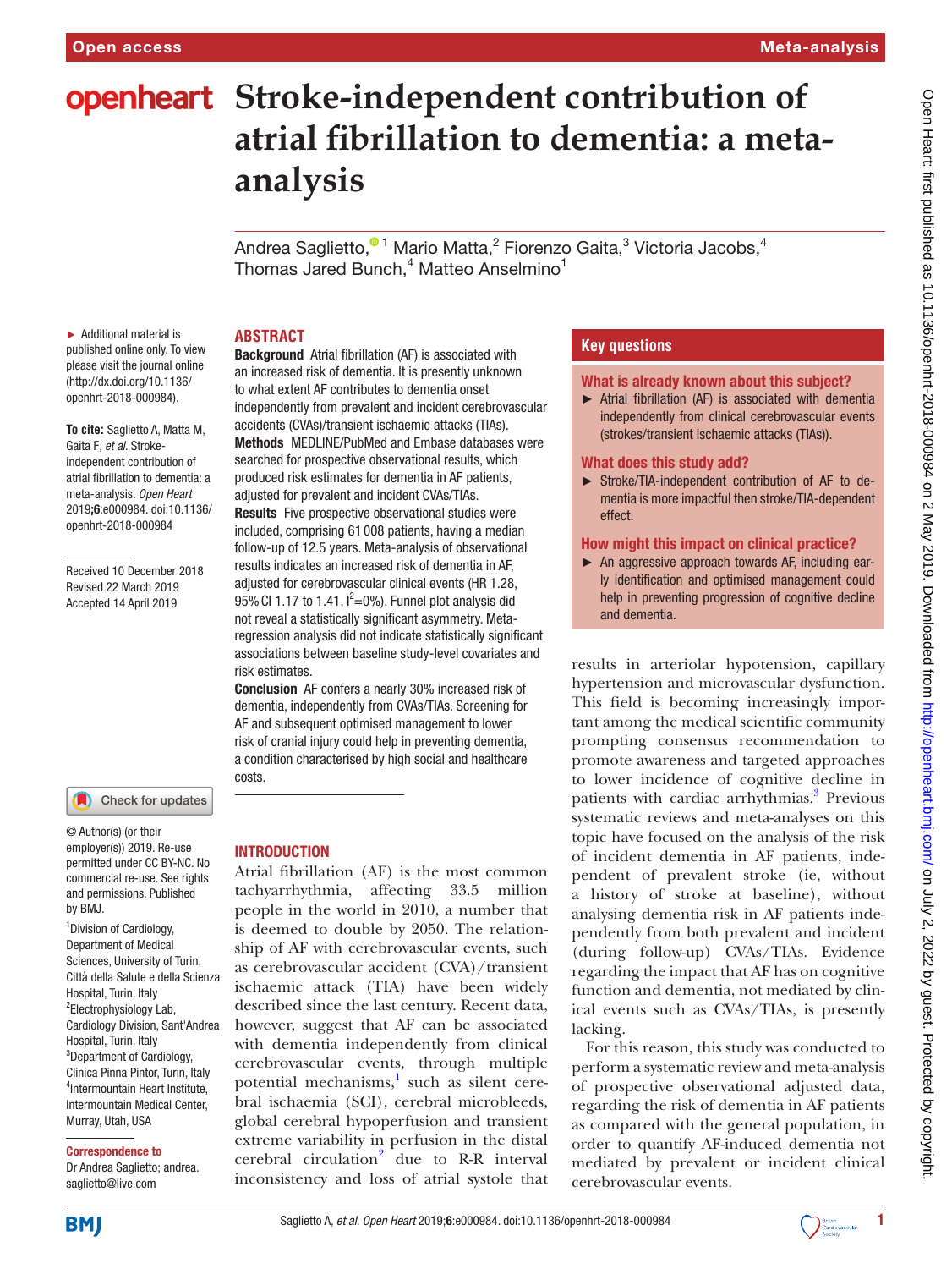# Stroke-independent contribution of atrial fibrillation to dementia: a meta-analysis

Andrea Saglietto,[1] Mario Matta,[2] Fiorenzo Gaita,[3] Victoria Jacobs,[4] Thomas Jared Bunch,[4] Matteo Anselmino[1]

► Additional material is published online only. To view please visit the journal online (http://dx.doi.org/10.1136/openhrt-2018-000984).

**To cite:** Saglietto A, Matta M, Gaita F, *et al*. Stroke-independent contribution of atrial fibrillation to dementia: a meta-analysis. *Open Heart* 2019;**6**:e000984. doi:10.1136/openhrt-2018-000984

Received 10 December 2018
Revised 22 March 2019
Accepted 14 April 2019

© Author(s) (or their employer(s)) 2019. Re-use permitted under CC BY-NC. No commercial re-use. See rights and permissions. Published by BMJ.

[1]Division of Cardiology, Department of Medical Sciences, University of Turin, Città della Salute e della Scienza Hospital, Turin, Italy
[2]Electrophysiology Lab, Cardiology Division, Sant'Andrea Hospital, Turin, Italy
[3]Department of Cardiology, Clinica Pinna Pintor, Turin, Italy
[4]Intermountain Heart Institute, Intermountain Medical Center, Murray, Utah, USA

**Correspondence to**
Dr Andrea Saglietto; andrea.saglietto@live.com

## ABSTRACT

**Background** Atrial fibrillation (AF) is associated with an increased risk of dementia. It is presently unknown to what extent AF contributes to dementia onset independently from prevalent and incident cerebrovascular accidents (CVAs)/transient ischaemic attacks (TIAs).

**Methods** MEDLINE/PubMed and Embase databases were searched for prospective observational results, which produced risk estimates for dementia in AF patients, adjusted for prevalent and incident CVAs/TIAs.

**Results** Five prospective observational studies were included, comprising 61 008 patients, having a median follow-up of 12.5 years. Meta-analysis of observational results indicates an increased risk of dementia in AF, adjusted for cerebrovascular clinical events (HR 1.28, 95% CI 1.17 to 1.41, $I^2$=0%). Funnel plot analysis did not reveal a statistically significant asymmetry. Meta-regression analysis did not indicate statistically significant associations between baseline study-level covariates and risk estimates.

**Conclusion** AF confers a nearly 30% increased risk of dementia, independently from CVAs/TIAs. Screening for AF and subsequent optimised management to lower risk of cranial injury could help in preventing dementia, a condition characterised by high social and healthcare costs.

## Key questions

### What is already known about this subject?

- Atrial fibrillation (AF) is associated with dementia independently from clinical cerebrovascular events (strokes/transient ischaemic attacks (TIAs)).

### What does this study add?

- Stroke/TIA-independent contribution of AF to dementia is more impactful then stroke/TIA-dependent effect.

### How might this impact on clinical practice?

- An aggressive approach towards AF, including early identification and optimised management could help in preventing progression of cognitive decline and dementia.

## INTRODUCTION

Atrial fibrillation (AF) is the most common tachyarrhythmia, affecting 33.5 million people in the world in 2010, a number that is deemed to double by 2050. The relationship of AF with cerebrovascular events, such as cerebrovascular accident (CVA)/transient ischaemic attack (TIA) have been widely described since the last century. Recent data, however, suggest that AF can be associated with dementia independently from clinical cerebrovascular events, through multiple potential mechanisms,[1] such as silent cerebral ischaemia (SCI), cerebral microbleeds, global cerebral hypoperfusion and transient extreme variability in perfusion in the distal cerebral circulation[2] due to R-R interval inconsistency and loss of atrial systole that results in arteriolar hypotension, capillary hypertension and microvascular dysfunction. This field is becoming increasingly important among the medical scientific community prompting consensus recommendation to promote awareness and targeted approaches to lower incidence of cognitive decline in patients with cardiac arrhythmias.[3] Previous systematic reviews and meta-analyses on this topic have focused on the analysis of the risk of incident dementia in AF patients, independent of prevalent stroke (ie, without a history of stroke at baseline), without analysing dementia risk in AF patients independently from both prevalent and incident (during follow-up) CVAs/TIAs. Evidence regarding the impact that AF has on cognitive function and dementia, not mediated by clinical events such as CVAs/TIAs, is presently lacking.

For this reason, this study was conducted to perform a systematic review and meta-analysis of prospective observational adjusted data, regarding the risk of dementia in AF patients as compared with the general population, in order to quantify AF-induced dementia not mediated by prevalent or incident clinical cerebrovascular events.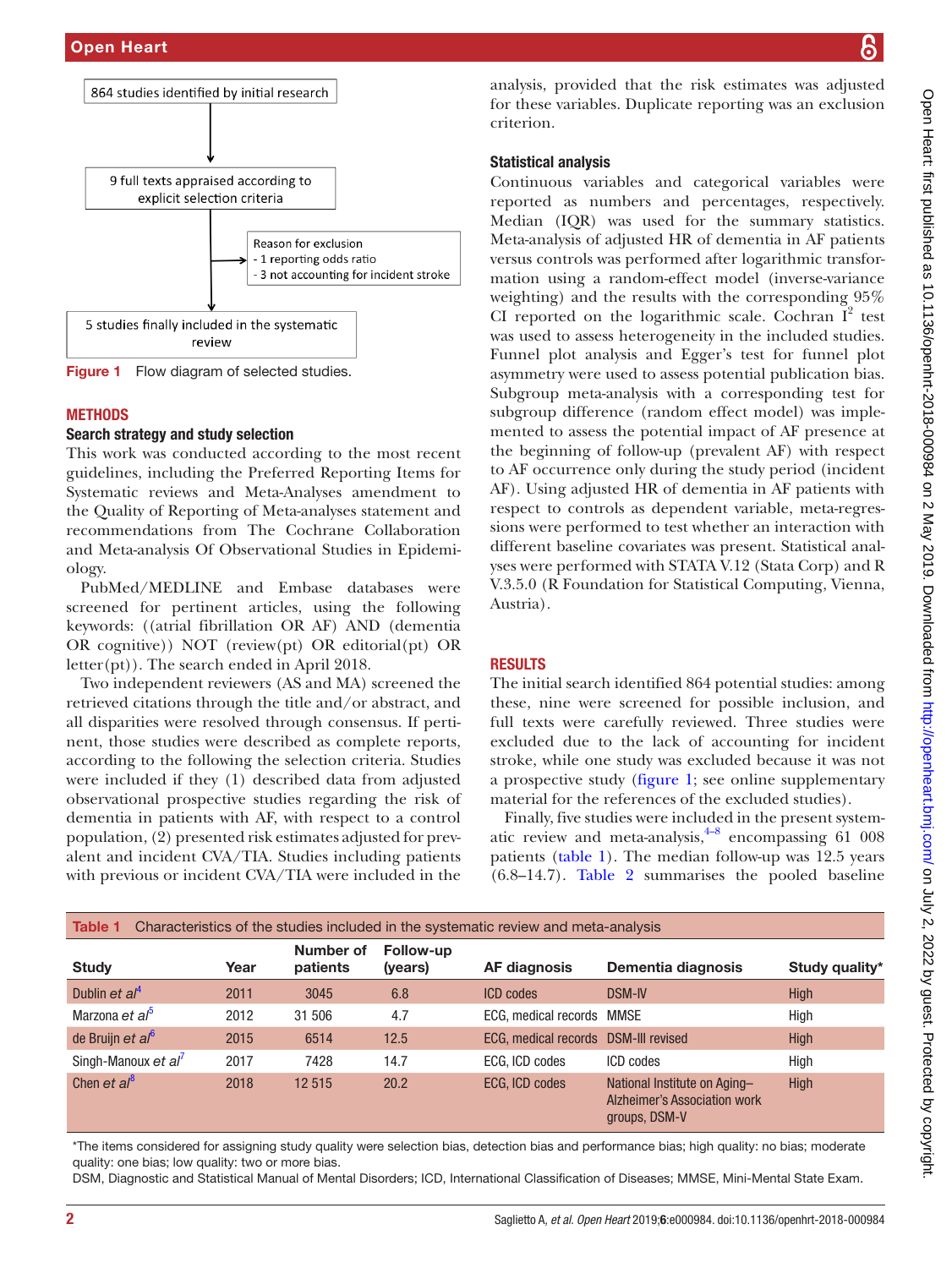864 studies identified by initial research

9 full texts appraised according to explicit selection criteria

Reason for exclusion
- 1 reporting odds ratio
- 3 not accounting for incident stroke

5 studies finally included in the systematic review

**Figure 1** Flow diagram of selected studies.

## METHODS

### Search strategy and study selection

This work was conducted according to the most recent guidelines, including the Preferred Reporting Items for Systematic reviews and Meta-Analyses amendment to the Quality of Reporting of Meta-analyses statement and recommendations from The Cochrane Collaboration and Meta-analysis Of Observational Studies in Epidemiology.

PubMed/MEDLINE and Embase databases were screened for pertinent articles, using the following keywords: ((atrial fibrillation OR AF) AND (dementia OR cognitive)) NOT (review(pt) OR editorial(pt) OR letter(pt)). The search ended in April 2018.

Two independent reviewers (AS and MA) screened the retrieved citations through the title and/or abstract, and all disparities were resolved through consensus. If pertinent, those studies were described as complete reports, according to the following selection criteria. Studies were included if they (1) described data from adjusted observational prospective studies regarding the risk of dementia in patients with AF, with respect to a control population, (2) presented risk estimates adjusted for prevalent and incident CVA/TIA. Studies including patients with previous or incident CVA/TIA were included in the analysis, provided that the risk estimates was adjusted for these variables. Duplicate reporting was an exclusion criterion.

### Statistical analysis

Continuous variables and categorical variables were reported as numbers and percentages, respectively. Median (IQR) was used for the summary statistics. Meta-analysis of adjusted HR of dementia in AF patients versus controls was performed after logarithmic transformation using a random-effect model (inverse-variance weighting) and the results with the corresponding 95% CI reported on the logarithmic scale. Cochran $I^2$ test was used to assess heterogeneity in the included studies. Funnel plot analysis and Egger's test for funnel plot asymmetry were used to assess potential publication bias. Subgroup meta-analysis with a corresponding test for subgroup difference (random effect model) was implemented to assess the potential impact of AF presence at the beginning of follow-up (prevalent AF) with respect to AF occurrence only during the study period (incident AF). Using adjusted HR of dementia in AF patients with respect to controls as dependent variable, meta-regressions were performed to test whether an interaction with different baseline covariates was present. Statistical analyses were performed with STATA V.12 (Stata Corp) and R V.3.5.0 (R Foundation for Statistical Computing, Vienna, Austria).

## RESULTS

The initial search identified 864 potential studies: among these, nine were screened for possible inclusion, and full texts were carefully reviewed. Three studies were excluded due to the lack of accounting for incident stroke, while one study was excluded because it was not a prospective study (figure 1; see online supplementary material for the references of the excluded studies).

Finally, five studies were included in the present systematic review and meta-analysis,[4–8] encompassing 61 008 patients (table 1). The median follow-up was 12.5 years (6.8–14.7). Table 2 summarises the pooled baseline

**Table 1** Characteristics of the studies included in the systematic review and meta-analysis

| Study | Year | Number of patients | Follow-up (years) | AF diagnosis | Dementia diagnosis | Study quality* |
|---|---|---|---|---|---|---|
| Dublin *et al*[4] | 2011 | 3045 | 6.8 | ICD codes | DSM-IV | High |
| Marzona *et al*[5] | 2012 | 31 506 | 4.7 | ECG, medical records | MMSE | High |
| de Bruijn *et al*[6] | 2015 | 6514 | 12.5 | ECG, medical records | DSM-III revised | High |
| Singh-Manoux *et al*[7] | 2017 | 7428 | 14.7 | ECG, ICD codes | ICD codes | High |
| Chen *et al*[8] | 2018 | 12 515 | 20.2 | ECG, ICD codes | National Institute on Aging–Alzheimer's Association work groups, DSM-V | High |

*The items considered for assigning study quality were selection bias, detection bias and performance bias; high quality: no bias; moderate quality: one bias; low quality: two or more bias.
DSM, Diagnostic and Statistical Manual of Mental Disorders; ICD, International Classification of Diseases; MMSE, Mini-Mental State Exam.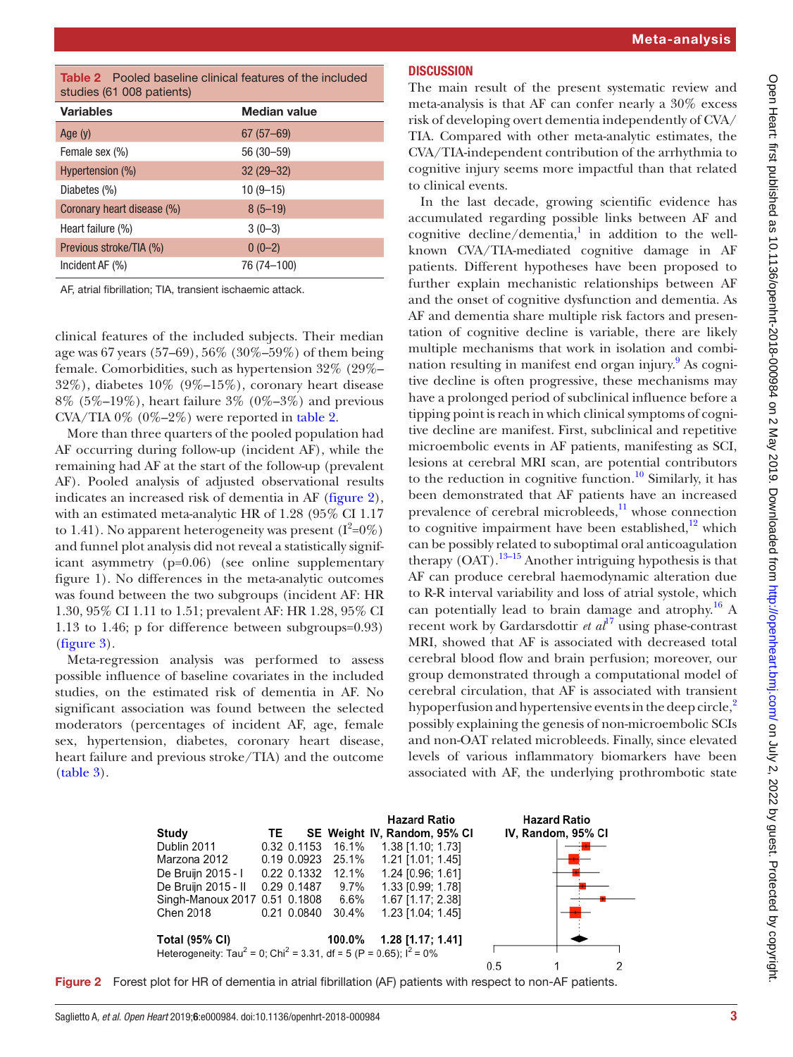**Table 2** Pooled baseline clinical features of the included studies (61 008 patients)

| Variables | Median value |
|---|---|
| Age (y) | 67 (57–69) |
| Female sex (%) | 56 (30–59) |
| Hypertension (%) | 32 (29–32) |
| Diabetes (%) | 10 (9–15) |
| Coronary heart disease (%) | 8 (5–19) |
| Heart failure (%) | 3 (0–3) |
| Previous stroke/TIA (%) | 0 (0–2) |
| Incident AF (%) | 76 (74–100) |

AF, atrial fibrillation; TIA, transient ischaemic attack.

clinical features of the included subjects. Their median age was 67 years (57–69), 56% (30%–59%) of them being female. Comorbidities, such as hypertension 32% (29%–32%), diabetes 10% (9%–15%), coronary heart disease 8% (5%–19%), heart failure 3% (0%–3%) and previous CVA/TIA 0% (0%–2%) were reported in table 2.

More than three quarters of the pooled population had AF occurring during follow-up (incident AF), while the remaining had AF at the start of the follow-up (prevalent AF). Pooled analysis of adjusted observational results indicates an increased risk of dementia in AF (figure 2), with an estimated meta-analytic HR of 1.28 (95% CI 1.17 to 1.41). No apparent heterogeneity was present ($I^2$=0%) and funnel plot analysis did not reveal a statistically significant asymmetry (p=0.06) (see online supplementary figure 1). No differences in the meta-analytic outcomes was found between the two subgroups (incident AF: HR 1.30, 95% CI 1.11 to 1.51; prevalent AF: HR 1.28, 95% CI 1.13 to 1.46; p for difference between subgroups=0.93) (figure 3).

Meta-regression analysis was performed to assess possible influence of baseline covariates in the included studies, on the estimated risk of dementia in AF. No significant association was found between the selected moderators (percentages of incident AF, age, female sex, hypertension, diabetes, coronary heart disease, heart failure and previous stroke/TIA) and the outcome (table 3).

## DISCUSSION

The main result of the present systematic review and meta-analysis is that AF can confer nearly a 30% excess risk of developing overt dementia independently of CVA/TIA. Compared with other meta-analytic estimates, the CVA/TIA-independent contribution of the arrhythmia to cognitive injury seems more impactful than that related to clinical events.

In the last decade, growing scientific evidence has accumulated regarding possible links between AF and cognitive decline/dementia,[1] in addition to the well-known CVA/TIA-mediated cognitive damage in AF patients. Different hypotheses have been proposed to further explain mechanistic relationships between AF and the onset of cognitive dysfunction and dementia. As AF and dementia share multiple risk factors and presentation of cognitive decline is variable, there are likely multiple mechanisms that work in isolation and combination resulting in manifest end organ injury.[9] As cognitive decline is often progressive, these mechanisms may have a prolonged period of subclinical influence before a tipping point is reach in which clinical symptoms of cognitive decline are manifest. First, subclinical and repetitive microembolic events in AF patients, manifesting as SCI, lesions at cerebral MRI scan, are potential contributors to the reduction in cognitive function.[10] Similarly, it has been demonstrated that AF patients have an increased prevalence of cerebral microbleeds,[11] whose connection to cognitive impairment have been established,[12] which can be possibly related to suboptimal oral anticoagulation therapy (OAT).[13–15] Another intriguing hypothesis is that AF can produce cerebral haemodynamic alteration due to R-R interval variability and loss of atrial systole, which can potentially lead to brain damage and atrophy.[16] A recent work by Gardarsdottir *et al*[17] using phase-contrast MRI, showed that AF is associated with decreased total cerebral blood flow and brain perfusion; moreover, our group demonstrated through a computational model of cerebral circulation, that AF is associated with transient hypoperfusion and hypertensive events in the deep circle,[2] possibly explaining the genesis of non-microembolic SCIs and non-OAT related microbleeds. Finally, since elevated levels of various inflammatory biomarkers have been associated with AF, the underlying prothrombotic state

| Study | TE | SE | Weight | Hazard Ratio IV, Random, 95% CI |
|---|---|---|---|---|
| Dublin 2011 | 0.32 | 0.1153 | 16.1% | 1.38 [1.10; 1.73] |
| Marzona 2012 | 0.19 | 0.0923 | 25.1% | 1.21 [1.01; 1.45] |
| De Bruijn 2015 - I | 0.22 | 0.1332 | 12.1% | 1.24 [0.96; 1.61] |
| De Bruijn 2015 - II | 0.29 | 0.1487 | 9.7% | 1.33 [0.99; 1.78] |
| Singh-Manoux 2017 | 0.51 | 0.1808 | 6.6% | 1.67 [1.17; 2.38] |
| Chen 2018 | 0.21 | 0.0840 | 30.4% | 1.23 [1.04; 1.45] |
| **Total (95% CI)** | | | **100.0%** | **1.28 [1.17; 1.41]** |

Heterogeneity: $Tau^2$ = 0; $Chi^2$ = 3.31, df = 5 (P = 0.65); $I^2$ = 0%

**Figure 2** Forest plot for HR of dementia in atrial fibrillation (AF) patients with respect to non-AF patients.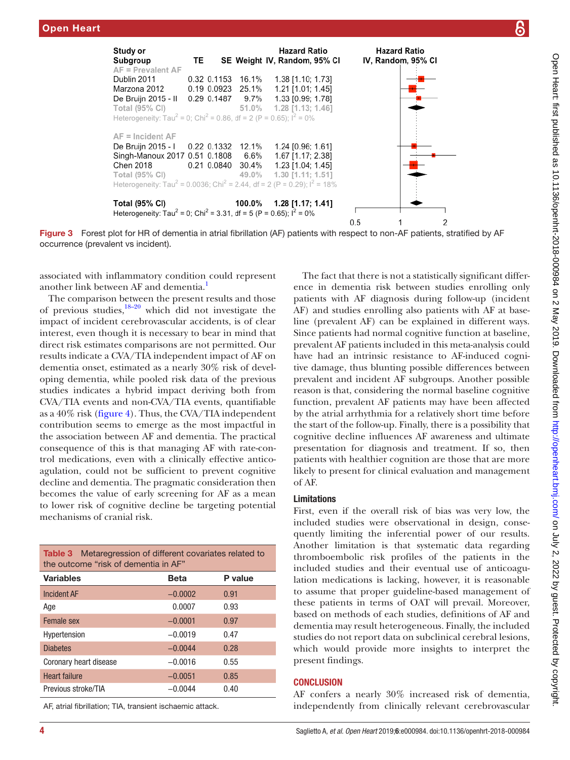| Study or Subgroup | TE | SE | Weight | Hazard Ratio IV, Random, 95% CI |
|---|---|---|---|---|
| **AF = Prevalent AF** | | | | |
| Dublin 2011 | 0.32 | 0.1153 | 16.1% | 1.38 [1.10; 1.73] |
| Marzona 2012 | 0.19 | 0.0923 | 25.1% | 1.21 [1.01; 1.45] |
| De Bruijn 2015 - II | 0.29 | 0.1487 | 9.7% | 1.33 [0.99; 1.78] |
| Total (95% CI) | | | 51.0% | 1.28 [1.13; 1.46] |
| Heterogeneity: $Tau^2 = 0$; $Chi^2 = 0.86$, df = 2 (P = 0.65); $I^2 = 0\%$ | | | | |
| **AF = Incident AF** | | | | |
| De Bruijn 2015 - I | 0.22 | 0.1332 | 12.1% | 1.24 [0.96; 1.61] |
| Singh-Manoux 2017 | 0.51 | 0.1808 | 6.6% | 1.67 [1.17; 2.38] |
| Chen 2018 | 0.21 | 0.0840 | 30.4% | 1.23 [1.04; 1.45] |
| Total (95% CI) | | | 49.0% | 1.30 [1.11; 1.51] |
| Heterogeneity: $Tau^2 = 0.0036$; $Chi^2 = 2.44$, df = 2 (P = 0.29); $I^2 = 18\%$ | | | | |
| **Total (95% CI)** | | | 100.0% | 1.28 [1.17; 1.41] |
| Heterogeneity: $Tau^2 = 0$; $Chi^2 = 3.31$, df = 5 (P = 0.65); $I^2 = 0\%$ | | | | |

**Figure 3** Forest plot for HR of dementia in atrial fibrillation (AF) patients with respect to non-AF patients, stratified by AF occurrence (prevalent vs incident).

associated with inflammatory condition could represent another link between AF and dementia.[1]

The comparison between the present results and those of previous studies,[18–20] which did not investigate the impact of incident cerebrovascular accidents, is of clear interest, even though it is necessary to bear in mind that direct risk estimates comparisons are not permitted. Our results indicate a CVA/TIA independent impact of AF on dementia onset, estimated as a nearly 30% risk of developing dementia, while pooled risk data of the previous studies indicates a hybrid impact deriving both from CVA/TIA events and non-CVA/TIA events, quantifiable as a 40% risk (figure 4). Thus, the CVA/TIA independent contribution seems to emerge as the most impactful in the association between AF and dementia. The practical consequence of this is that managing AF with rate-control medications, even with a clinically effective anticoagulation, could not be sufficient to prevent cognitive decline and dementia. The pragmatic consideration then becomes the value of early screening for AF as a mean to lower risk of cognitive decline be targeting potential mechanisms of cranial risk.

**Table 3** Metaregression of different covariates related to the outcome "risk of dementia in AF"

| Variables | Beta | P value |
|---|---|---|
| Incident AF | −0.0002 | 0.91 |
| Age | 0.0007 | 0.93 |
| Female sex | −0.0001 | 0.97 |
| Hypertension | −0.0019 | 0.47 |
| Diabetes | −0.0044 | 0.28 |
| Coronary heart disease | −0.0016 | 0.55 |
| Heart failure | −0.0051 | 0.85 |
| Previous stroke/TIA | −0.0044 | 0.40 |

AF, atrial fibrillation; TIA, transient ischaemic attack.

The fact that there is not a statistically significant difference in dementia risk between studies enrolling only patients with AF diagnosis during follow-up (incident AF) and studies enrolling also patients with AF at baseline (prevalent AF) can be explained in different ways. Since patients had normal cognitive function at baseline, prevalent AF patients included in this meta-analysis could have had an intrinsic resistance to AF-induced cognitive damage, thus blunting possible differences between prevalent and incident AF subgroups. Another possible reason is that, considering the normal baseline cognitive function, prevalent AF patients may have been affected by the atrial arrhythmia for a relatively short time before the start of the follow-up. Finally, there is a possibility that cognitive decline influences AF awareness and ultimate presentation for diagnosis and treatment. If so, then patients with healthier cognition are those that are more likely to present for clinical evaluation and management of AF.

### Limitations

First, even if the overall risk of bias was very low, the included studies were observational in design, consequently limiting the inferential power of our results. Another limitation is that systematic data regarding thromboembolic risk profiles of the patients in the included studies and their eventual use of anticoagulation medications is lacking, however, it is reasonable to assume that proper guideline-based management of these patients in terms of OAT will prevail. Moreover, based on methods of each studies, definitions of AF and dementia may result heterogeneous. Finally, the included studies do not report data on subclinical cerebral lesions, which would provide more insights to interpret the present findings.

## CONCLUSION

AF confers a nearly 30% increased risk of dementia, independently from clinically relevant cerebrovascular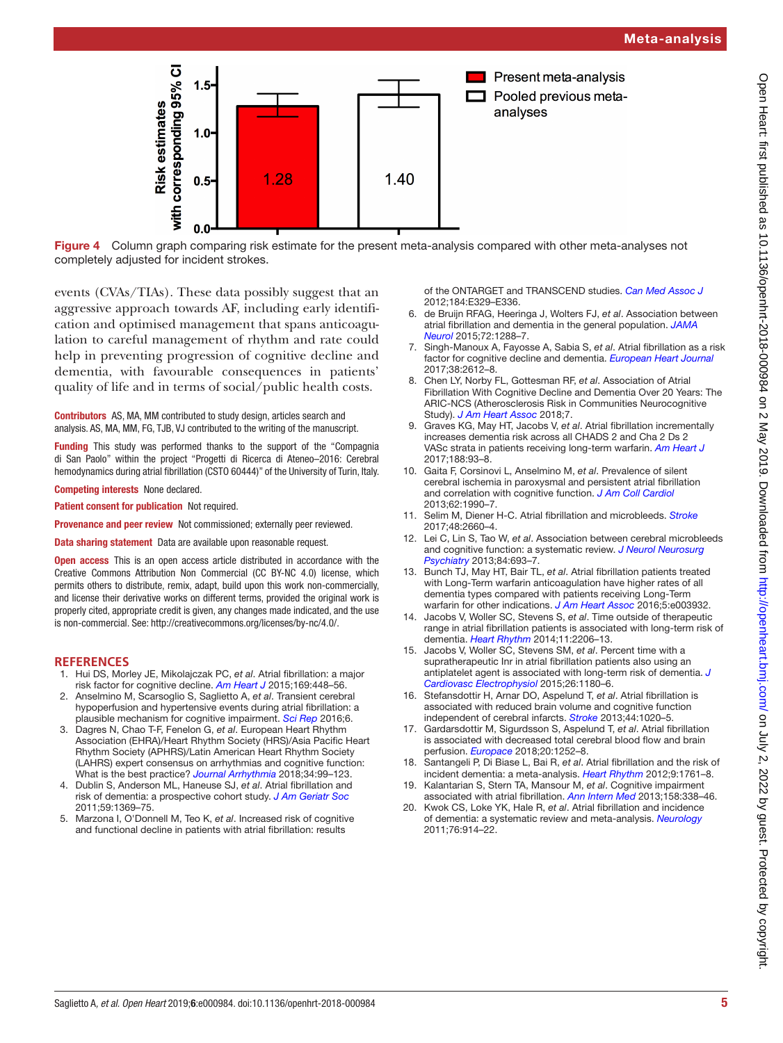Risk estimates with corresponding 95% CI

1.5

1.0

0.5

0.0

1.28

1.40

Present meta-analysis

Pooled previous meta-analyses

**Figure 4** Column graph comparing risk estimate for the present meta-analysis compared with other meta-analyses not completely adjusted for incident strokes.

events (CVAs/TIAs). These data possibly suggest that an aggressive approach towards AF, including early identification and optimised management that spans anticoagulation to careful management of rhythm and rate could help in preventing progression of cognitive decline and dementia, with favourable consequences in patients' quality of life and in terms of social/public health costs.

**Contributors** AS, MA, MM contributed to study design, articles search and analysis. AS, MA, MM, FG, TJB, VJ contributed to the writing of the manuscript.

**Funding** This study was performed thanks to the support of the "Compagnia di San Paolo" within the project "Progetti di Ricerca di Ateneo–2016: Cerebral hemodynamics during atrial fibrillation (CSTO 60444)" of the University of Turin, Italy.

**Competing interests** None declared.

**Patient consent for publication** Not required.

**Provenance and peer review** Not commissioned; externally peer reviewed.

**Data sharing statement** Data are available upon reasonable request.

**Open access** This is an open access article distributed in accordance with the Creative Commons Attribution Non Commercial (CC BY-NC 4.0) license, which permits others to distribute, remix, adapt, build upon this work non-commercially, and license their derivative works on different terms, provided the original work is properly cited, appropriate credit is given, any changes made indicated, and the use is non-commercial. See: http://creativecommons.org/licenses/by-nc/4.0/.

## REFERENCES

1. Hui DS, Morley JE, Mikolajczak PC, *et al*. Atrial fibrillation: a major risk factor for cognitive decline. *Am Heart J* 2015;169:448–56.
2. Anselmino M, Scarsoglio S, Saglietto A, *et al*. Transient cerebral hypoperfusion and hypertensive events during atrial fibrillation: a plausible mechanism for cognitive impairment. *Sci Rep* 2016;6.
3. Dagres N, Chao T-F, Fenelon G, *et al*. European Heart Rhythm Association (EHRA)/Heart Rhythm Society (HRS)/Asia Pacific Heart Rhythm Society (APHRS)/Latin American Heart Rhythm Society (LAHRS) expert consensus on arrhythmias and cognitive function: What is the best practice? *Journal Arrhythmia* 2018;34:99–123.
4. Dublin S, Anderson ML, Haneuse SJ, *et al*. Atrial fibrillation and risk of dementia: a prospective cohort study. *J Am Geriatr Soc* 2011;59:1369–75.
5. Marzona I, O'Donnell M, Teo K, *et al*. Increased risk of cognitive and functional decline in patients with atrial fibrillation: results of the ONTARGET and TRANSCEND studies. *Can Med Assoc J* 2012;184:E329–E336.
6. de Bruijn RFAG, Heeringa J, Wolters FJ, *et al*. Association between atrial fibrillation and dementia in the general population. *JAMA Neurol* 2015;72:1288–7.
7. Singh-Manoux A, Fayosse A, Sabia S, *et al*. Atrial fibrillation as a risk factor for cognitive decline and dementia. *European Heart Journal* 2017;38:2612–8.
8. Chen LY, Norby FL, Gottesman RF, *et al*. Association of Atrial Fibrillation With Cognitive Decline and Dementia Over 20 Years: The ARIC-NCS (Atherosclerosis Risk in Communities Neurocognitive Study). *J Am Heart Assoc* 2018;7.
9. Graves KG, May HT, Jacobs V, *et al*. Atrial fibrillation incrementally increases dementia risk across all CHADS 2 and Cha 2 Ds 2 VASc strata in patients receiving long-term warfarin. *Am Heart J* 2017;188:93–8.
10. Gaita F, Corsinovi L, Anselmino M, *et al*. Prevalence of silent cerebral ischemia in paroxysmal and persistent atrial fibrillation and correlation with cognitive function. *J Am Coll Cardiol* 2013;62:1990–7.
11. Selim M, Diener H-C. Atrial fibrillation and microbleeds. *Stroke* 2017;48:2660–4.
12. Lei C, Lin S, Tao W, *et al*. Association between cerebral microbleeds and cognitive function: a systematic review. *J Neurol Neurosurg Psychiatry* 2013;84:693–7.
13. Bunch TJ, May HT, Bair TL, *et al*. Atrial fibrillation patients treated with Long-Term warfarin anticoagulation have higher rates of all dementia types compared with patients receiving Long-Term warfarin for other indications. *J Am Heart Assoc* 2016;5:e003932.
14. Jacobs V, Woller SC, Stevens S, *et al*. Time outside of therapeutic range in atrial fibrillation patients is associated with long-term risk of dementia. *Heart Rhythm* 2014;11:2206–13.
15. Jacobs V, Woller SC, Stevens SM, *et al*. Percent time with a supratherapeutic Inr in atrial fibrillation patients also using an antiplatelet agent is associated with long-term risk of dementia. *J Cardiovasc Electrophysiol* 2015;26:1180–6.
16. Stefansdottir H, Arnar DO, Aspelund T, *et al*. Atrial fibrillation is associated with reduced brain volume and cognitive function independent of cerebral infarcts. *Stroke* 2013;44:1020–5.
17. Gardarsdottir M, Sigurdsson S, Aspelund T, *et al*. Atrial fibrillation is associated with decreased total cerebral blood flow and brain perfusion. *Europace* 2018;20:1252–8.
18. Santangeli P, Di Biase L, Bai R, *et al*. Atrial fibrillation and the risk of incident dementia: a meta-analysis. *Heart Rhythm* 2012;9:1761–8.
19. Kalantarian S, Stern TA, Mansour M, *et al*. Cognitive impairment associated with atrial fibrillation. *Ann Intern Med* 2013;158:338–46.
20. Kwok CS, Loke YK, Hale R, *et al*. Atrial fibrillation and incidence of dementia: a systematic review and meta-analysis. *Neurology* 2011;76:914–22.